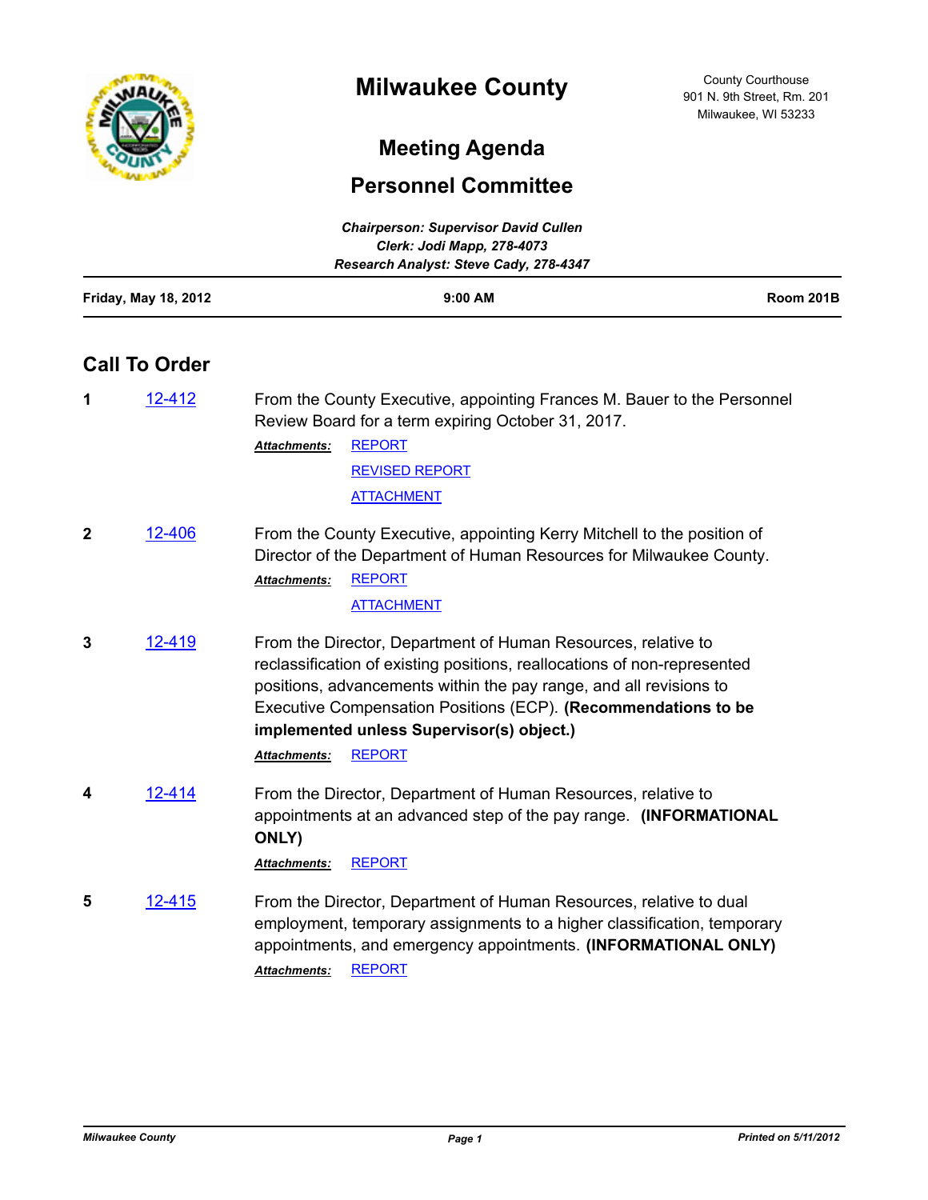# Milwaukee County

County Courthouse
901 N. 9th Street, Rm. 201
Milwaukee, WI 53233

## Meeting Agenda

## Personnel Committee

*Chairperson: Supervisor David Cullen*
*Clerk: Jodi Mapp, 278-4073*
*Research Analyst: Steve Cady, 278-4347*

| Friday, May 18, 2012 | 9:00 AM | Room 201B |
|---|---|---|

## Call To Order

**1** 12-412 From the County Executive, appointing Frances M. Bauer to the Personnel Review Board for a term expiring October 31, 2017.

*Attachments:* REPORT
REVISED REPORT
ATTACHMENT

**2** 12-406 From the County Executive, appointing Kerry Mitchell to the position of Director of the Department of Human Resources for Milwaukee County.

*Attachments:* REPORT
ATTACHMENT

**3** 12-419 From the Director, Department of Human Resources, relative to reclassification of existing positions, reallocations of non-represented positions, advancements within the pay range, and all revisions to Executive Compensation Positions (ECP). **(Recommendations to be implemented unless Supervisor(s) object.)**

*Attachments:* REPORT

**4** 12-414 From the Director, Department of Human Resources, relative to appointments at an advanced step of the pay range. **(INFORMATIONAL ONLY)**

*Attachments:* REPORT

**5** 12-415 From the Director, Department of Human Resources, relative to dual employment, temporary assignments to a higher classification, temporary appointments, and emergency appointments. **(INFORMATIONAL ONLY)**

*Attachments:* REPORT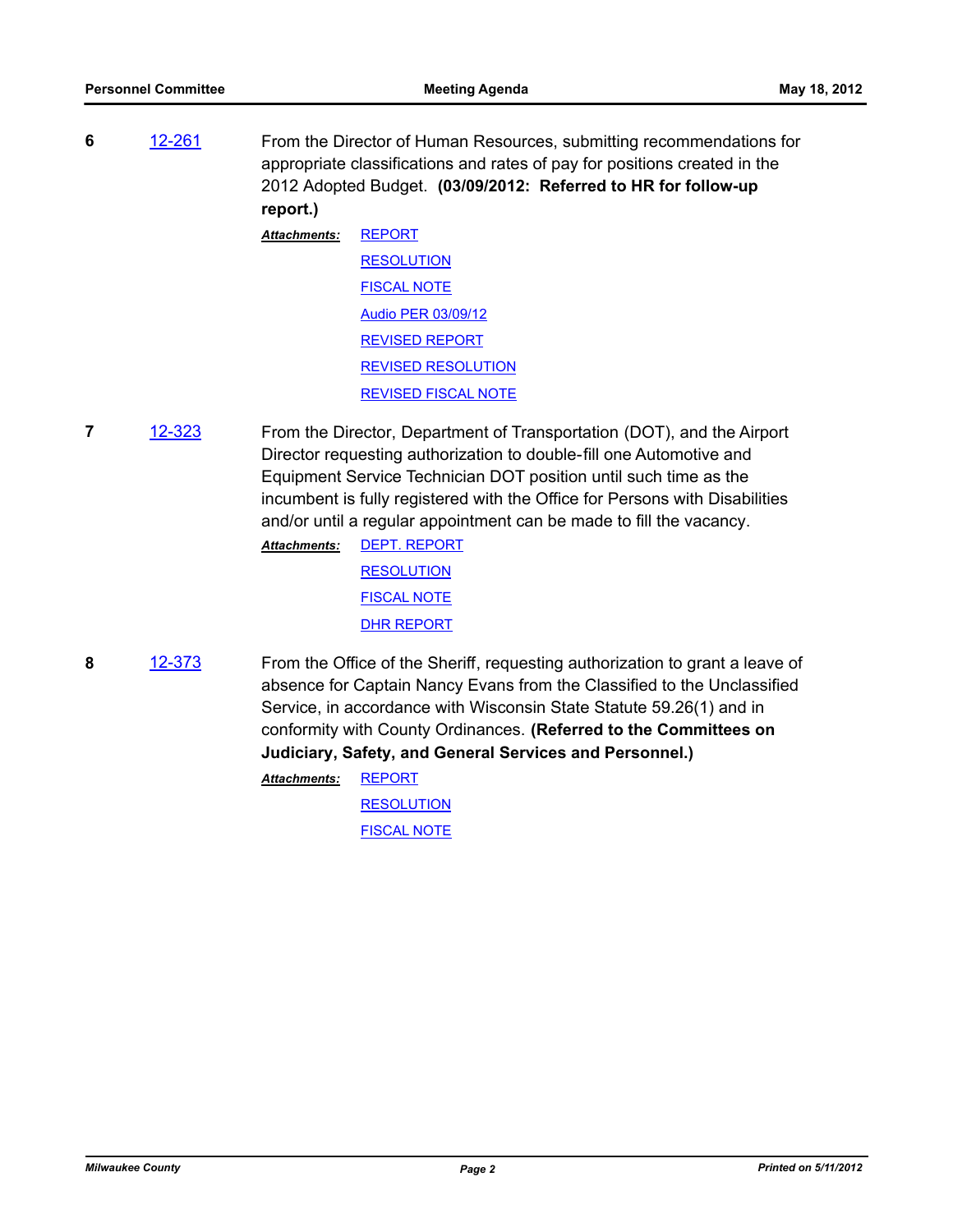**6** 12-261 From the Director of Human Resources, submitting recommendations for appropriate classifications and rates of pay for positions created in the 2012 Adopted Budget. **(03/09/2012: Referred to HR for follow-up report.)**

***Attachments:***
- REPORT
- RESOLUTION
- FISCAL NOTE
- Audio PER 03/09/12
- REVISED REPORT
- REVISED RESOLUTION
- REVISED FISCAL NOTE

**7** 12-323 From the Director, Department of Transportation (DOT), and the Airport Director requesting authorization to double-fill one Automotive and Equipment Service Technician DOT position until such time as the incumbent is fully registered with the Office for Persons with Disabilities and/or until a regular appointment can be made to fill the vacancy.

***Attachments:***
- DEPT. REPORT
- RESOLUTION
- FISCAL NOTE
- DHR REPORT

**8** 12-373 From the Office of the Sheriff, requesting authorization to grant a leave of absence for Captain Nancy Evans from the Classified to the Unclassified Service, in accordance with Wisconsin State Statute 59.26(1) and in conformity with County Ordinances. **(Referred to the Committees on Judiciary, Safety, and General Services and Personnel.)**

***Attachments:***
- REPORT
- RESOLUTION
- FISCAL NOTE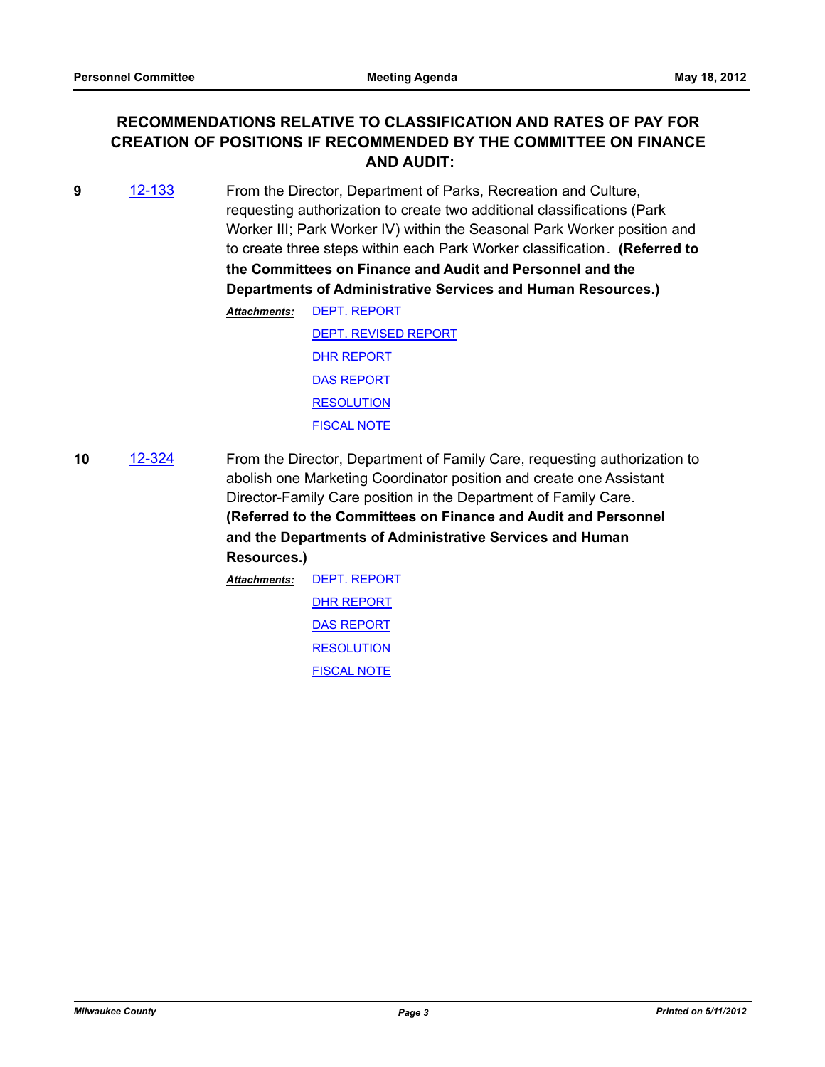## RECOMMENDATIONS RELATIVE TO CLASSIFICATION AND RATES OF PAY FOR CREATION OF POSITIONS IF RECOMMENDED BY THE COMMITTEE ON FINANCE AND AUDIT:

**9** 12-133 From the Director, Department of Parks, Recreation and Culture, requesting authorization to create two additional classifications (Park Worker III; Park Worker IV) within the Seasonal Park Worker position and to create three steps within each Park Worker classification. **(Referred to the Committees on Finance and Audit and Personnel and the Departments of Administrative Services and Human Resources.)**

*Attachments:* DEPT. REPORT
DEPT. REVISED REPORT
DHR REPORT
DAS REPORT
RESOLUTION
FISCAL NOTE

**10** 12-324 From the Director, Department of Family Care, requesting authorization to abolish one Marketing Coordinator position and create one Assistant Director-Family Care position in the Department of Family Care. **(Referred to the Committees on Finance and Audit and Personnel and the Departments of Administrative Services and Human Resources.)**

*Attachments:* DEPT. REPORT
DHR REPORT
DAS REPORT
RESOLUTION
FISCAL NOTE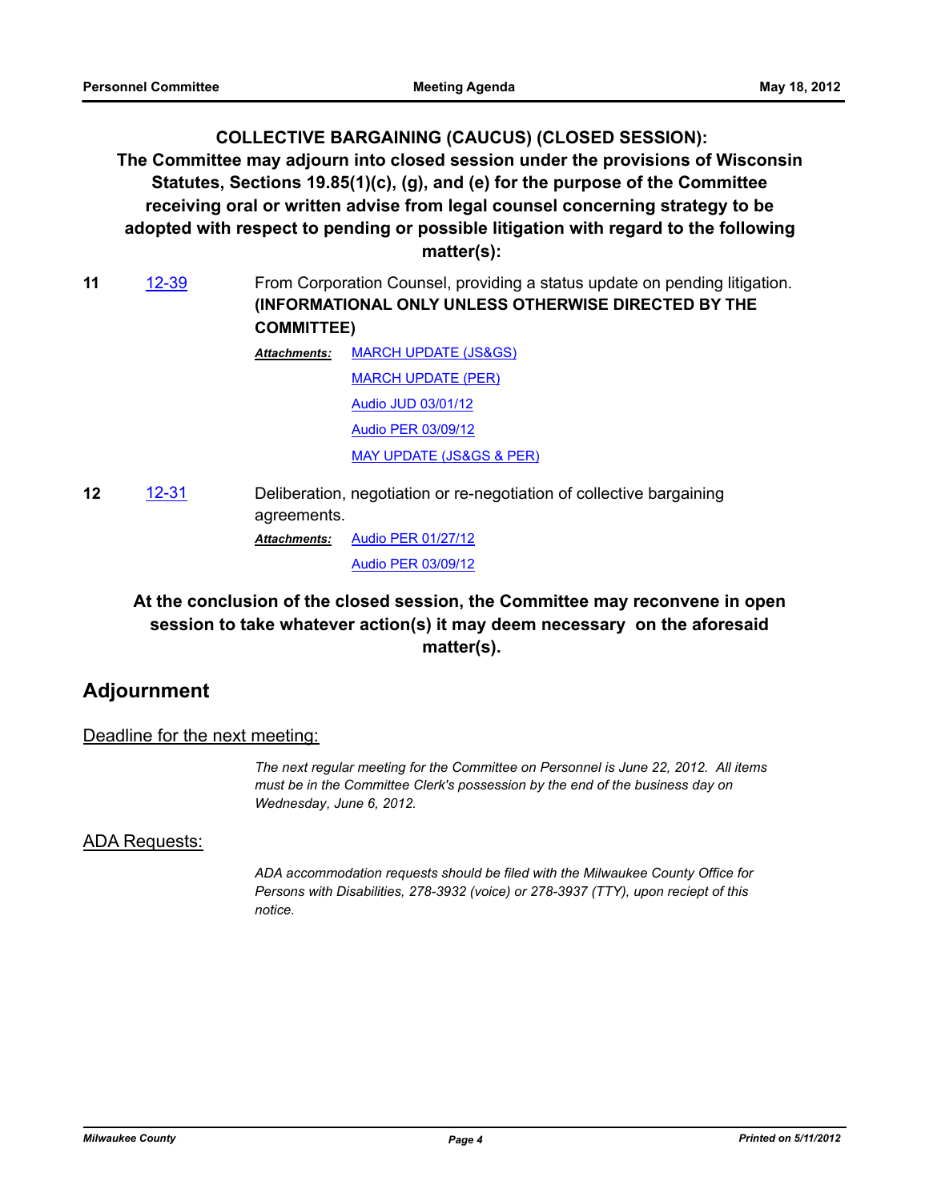**COLLECTIVE BARGAINING (CAUCUS) (CLOSED SESSION):**
**The Committee may adjourn into closed session under the provisions of Wisconsin Statutes, Sections 19.85(1)(c), (g), and (e) for the purpose of the Committee receiving oral or written advise from legal counsel concerning strategy to be adopted with respect to pending or possible litigation with regard to the following matter(s):**

**11** 12-39 From Corporation Counsel, providing a status update on pending litigation. **(INFORMATIONAL ONLY UNLESS OTHERWISE DIRECTED BY THE COMMITTEE)**

***Attachments:*** MARCH UPDATE (JS&GS)
MARCH UPDATE (PER)
Audio JUD 03/01/12
Audio PER 03/09/12
MAY UPDATE (JS&GS & PER)

**12** 12-31 Deliberation, negotiation or re-negotiation of collective bargaining agreements.

***Attachments:*** Audio PER 01/27/12
Audio PER 03/09/12

**At the conclusion of the closed session, the Committee may reconvene in open session to take whatever action(s) it may deem necessary on the aforesaid matter(s).**

## Adjournment

Deadline for the next meeting:

*The next regular meeting for the Committee on Personnel is June 22, 2012. All items must be in the Committee Clerk's possession by the end of the business day on Wednesday, June 6, 2012.*

ADA Requests:

*ADA accommodation requests should be filed with the Milwaukee County Office for Persons with Disabilities, 278-3932 (voice) or 278-3937 (TTY), upon reciept of this notice.*